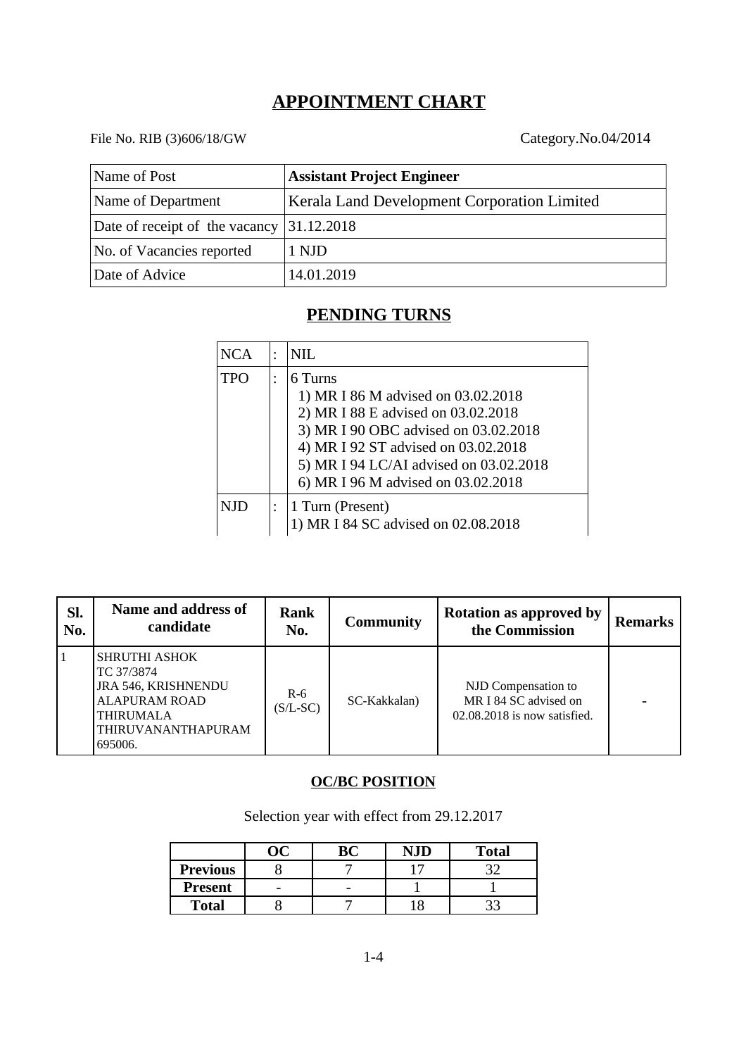# APPOINTMENT CHART

File No. RIB (3)606/18/GW

Category.No.04/2014

| | |
|---|---|
| Name of Post | **Assistant Project Engineer** |
| Name of Department | Kerala Land Development Corporation Limited |
| Date of receipt of the vacancy | 31.12.2018 |
| No. of Vacancies reported | 1 NJD |
| Date of Advice | 14.01.2019 |

## PENDING TURNS

| | | |
|---|---|---|
| NCA | : | NIL |
| TPO | : | 6 Turns<br>1) MR I 86 M advised on 03.02.2018<br>2) MR I 88 E advised on 03.02.2018<br>3) MR I 90 OBC advised on 03.02.2018<br>4) MR I 92 ST advised on 03.02.2018<br>5) MR I 94 LC/AI advised on 03.02.2018<br>6) MR I 96 M advised on 03.02.2018 |
| NJD | : | 1 Turn (Present)<br>1) MR I 84 SC advised on 02.08.2018 |

| Sl. No. | Name and address of candidate | Rank No. | Community | Rotation as approved by the Commission | Remarks |
|---|---|---|---|---|---|
| 1 | SHRUTHI ASHOK<br>TC 37/3874<br>JRA 546, KRISHNENDU<br>ALAPURAM ROAD<br>THIRUMALA<br>THIRUVANANTHAPURAM<br>695006. | R-6<br>(S/L-SC) | SC-Kakkalan) | NJD Compensation to MR I 84 SC advised on 02.08.2018 is now satisfied. | - |

## OC/BC POSITION

Selection year with effect from 29.12.2017

| | OC | BC | NJD | Total |
|---|---|---|---|---|
| **Previous** | 8 | 7 | 17 | 32 |
| **Present** | - | - | 1 | 1 |
| **Total** | 8 | 7 | 18 | 33 |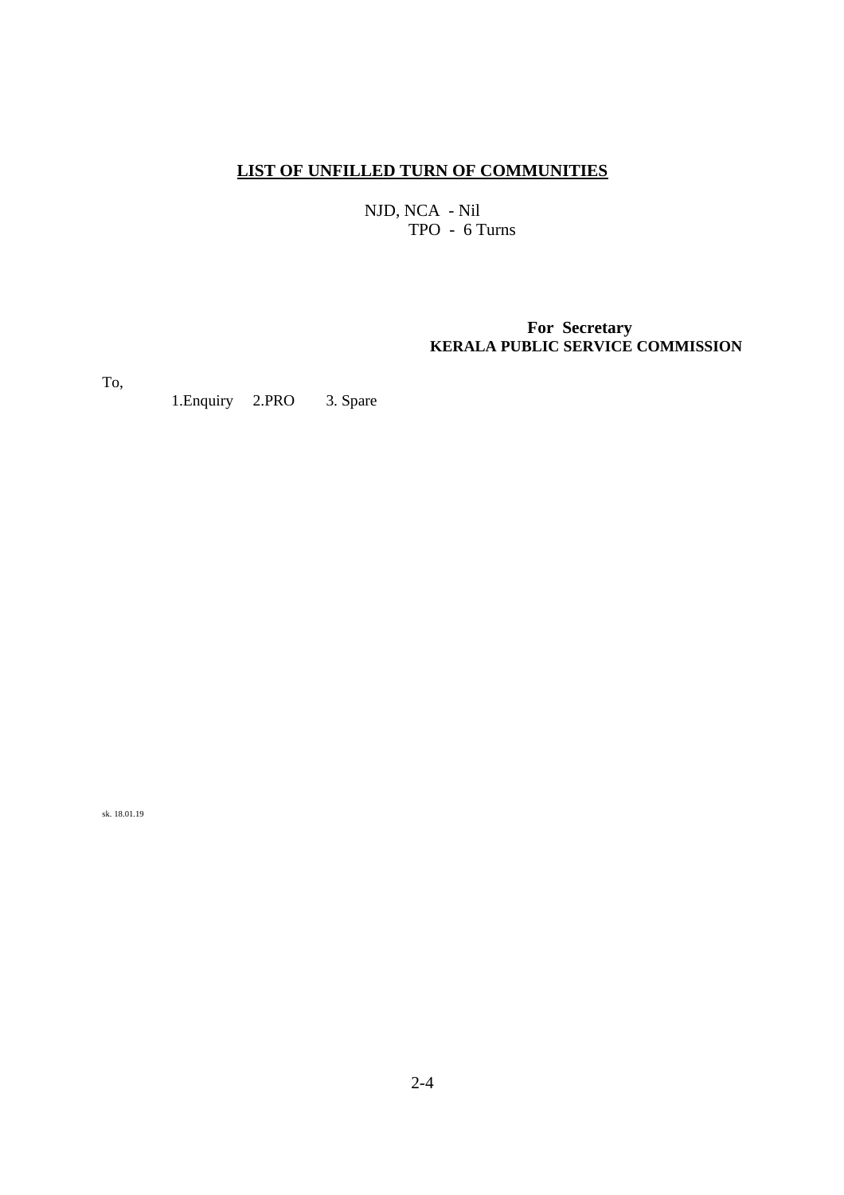**LIST OF UNFILLED TURN OF COMMUNITIES**

NJD, NCA - Nil
TPO - 6 Turns

**For Secretary**
**KERALA PUBLIC SERVICE COMMISSION**

To,

1.Enquiry 2.PRO 3. Spare

sk. 18.01.19